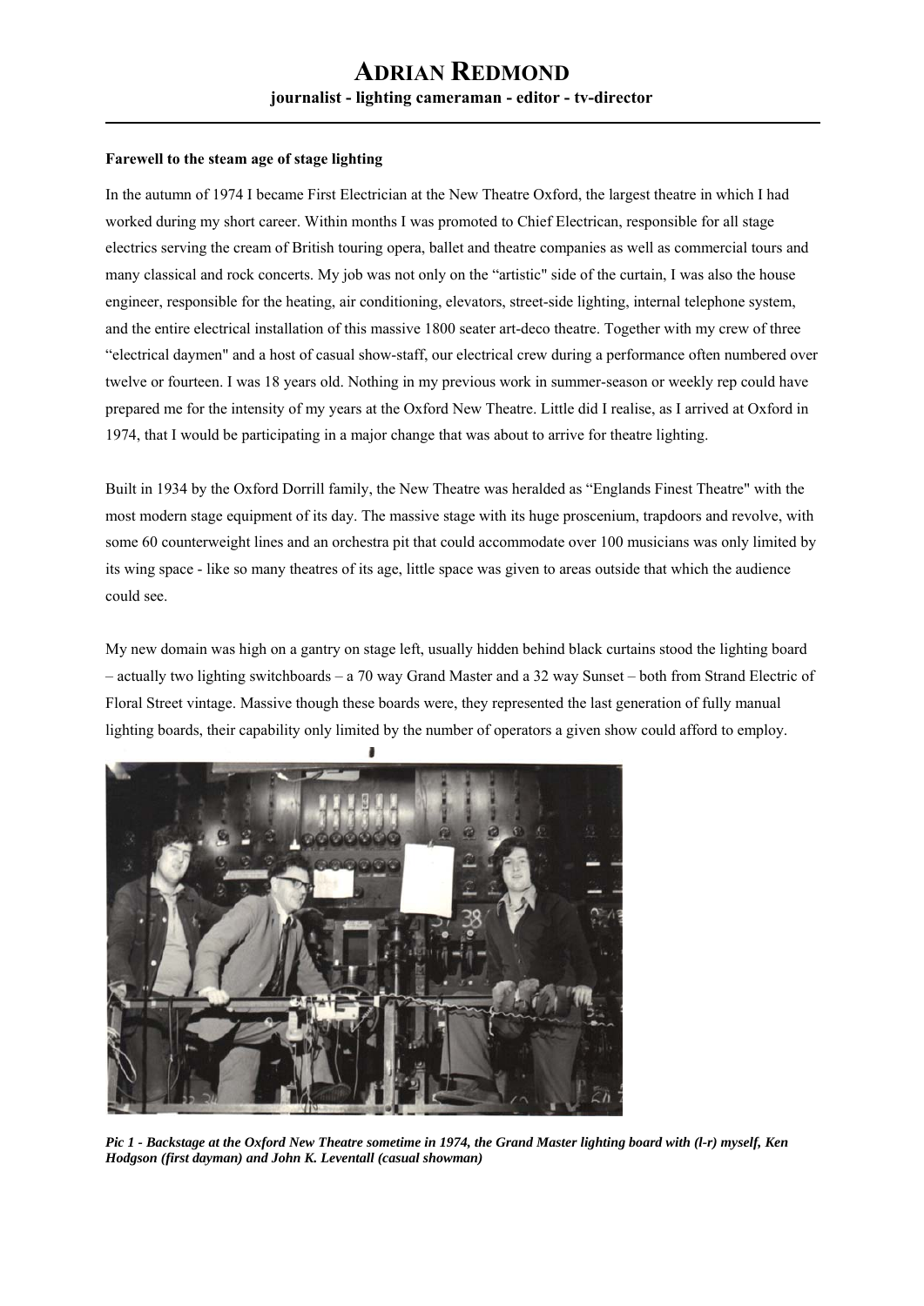# ADRIAN REDMOND

**journalist - lighting cameraman - editor - tv-director**

---

**Farewell to the steam age of stage lighting**

In the autumn of 1974 I became First Electrician at the New Theatre Oxford, the largest theatre in which I had worked during my short career. Within months I was promoted to Chief Electrican, responsible for all stage electrics serving the cream of British touring opera, ballet and theatre companies as well as commercial tours and many classical and rock concerts. My job was not only on the "artistic" side of the curtain, I was also the house engineer, responsible for the heating, air conditioning, elevators, street-side lighting, internal telephone system, and the entire electrical installation of this massive 1800 seater art-deco theatre. Together with my crew of three "electrical daymen" and a host of casual show-staff, our electrical crew during a performance often numbered over twelve or fourteen. I was 18 years old. Nothing in my previous work in summer-season or weekly rep could have prepared me for the intensity of my years at the Oxford New Theatre. Little did I realise, as I arrived at Oxford in 1974, that I would be participating in a major change that was about to arrive for theatre lighting.

Built in 1934 by the Oxford Dorrill family, the New Theatre was heralded as "Englands Finest Theatre" with the most modern stage equipment of its day. The massive stage with its huge proscenium, trapdoors and revolve, with some 60 counterweight lines and an orchestra pit that could accommodate over 100 musicians was only limited by its wing space - like so many theatres of its age, little space was given to areas outside that which the audience could see.

My new domain was high on a gantry on stage left, usually hidden behind black curtains stood the lighting board – actually two lighting switchboards – a 70 way Grand Master and a 32 way Sunset – both from Strand Electric of Floral Street vintage. Massive though these boards were, they represented the last generation of fully manual lighting boards, their capability only limited by the number of operators a given show could afford to employ.

*Pic 1 - Backstage at the Oxford New Theatre sometime in 1974, the Grand Master lighting board with (l-r) myself, Ken Hodgson (first dayman) and John K. Leventall (casual showman)*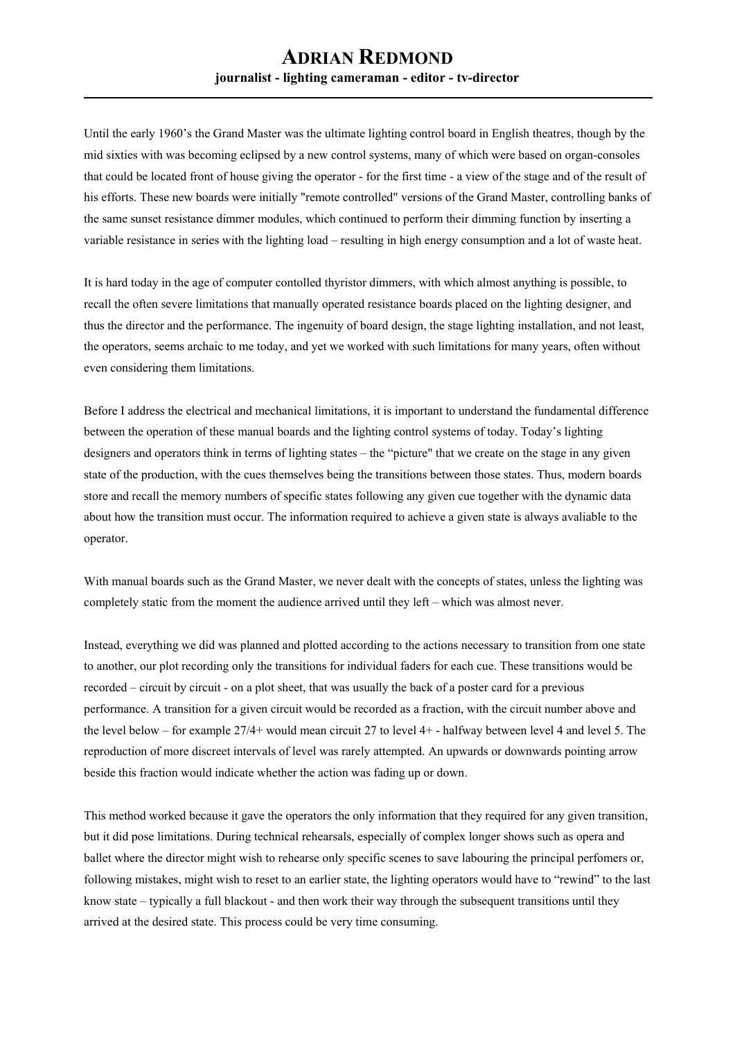Until the early 1960's the Grand Master was the ultimate lighting control board in English theatres, though by the mid sixties with was becoming eclipsed by a new control systems, many of which were based on organ-consoles that could be located front of house giving the operator - for the first time - a view of the stage and of the result of his efforts. These new boards were initially "remote controlled" versions of the Grand Master, controlling banks of the same sunset resistance dimmer modules, which continued to perform their dimming function by inserting a variable resistance in series with the lighting load – resulting in high energy consumption and a lot of waste heat.

It is hard today in the age of computer contolled thyristor dimmers, with which almost anything is possible, to recall the often severe limitations that manually operated resistance boards placed on the lighting designer, and thus the director and the performance. The ingenuity of board design, the stage lighting installation, and not least, the operators, seems archaic to me today, and yet we worked with such limitations for many years, often without even considering them limitations.

Before I address the electrical and mechanical limitations, it is important to understand the fundamental difference between the operation of these manual boards and the lighting control systems of today. Today's lighting designers and operators think in terms of lighting states – the "picture" that we create on the stage in any given state of the production, with the cues themselves being the transitions between those states. Thus, modern boards store and recall the memory numbers of specific states following any given cue together with the dynamic data about how the transition must occur. The information required to achieve a given state is always avaliable to the operator.

With manual boards such as the Grand Master, we never dealt with the concepts of states, unless the lighting was completely static from the moment the audience arrived until they left – which was almost never.

Instead, everything we did was planned and plotted according to the actions necessary to transition from one state to another, our plot recording only the transitions for individual faders for each cue. These transitions would be recorded – circuit by circuit - on a plot sheet, that was usually the back of a poster card for a previous performance. A transition for a given circuit would be recorded as a fraction, with the circuit number above and the level below – for example 27/4+ would mean circuit 27 to level 4+ - halfway between level 4 and level 5. The reproduction of more discreet intervals of level was rarely attempted. An upwards or downwards pointing arrow beside this fraction would indicate whether the action was fading up or down.

This method worked because it gave the operators the only information that they required for any given transition, but it did pose limitations. During technical rehearsals, especially of complex longer shows such as opera and ballet where the director might wish to rehearse only specific scenes to save labouring the principal perfomers or, following mistakes, might wish to reset to an earlier state, the lighting operators would have to "rewind" to the last know state – typically a full blackout - and then work their way through the subsequent transitions until they arrived at the desired state. This process could be very time consuming.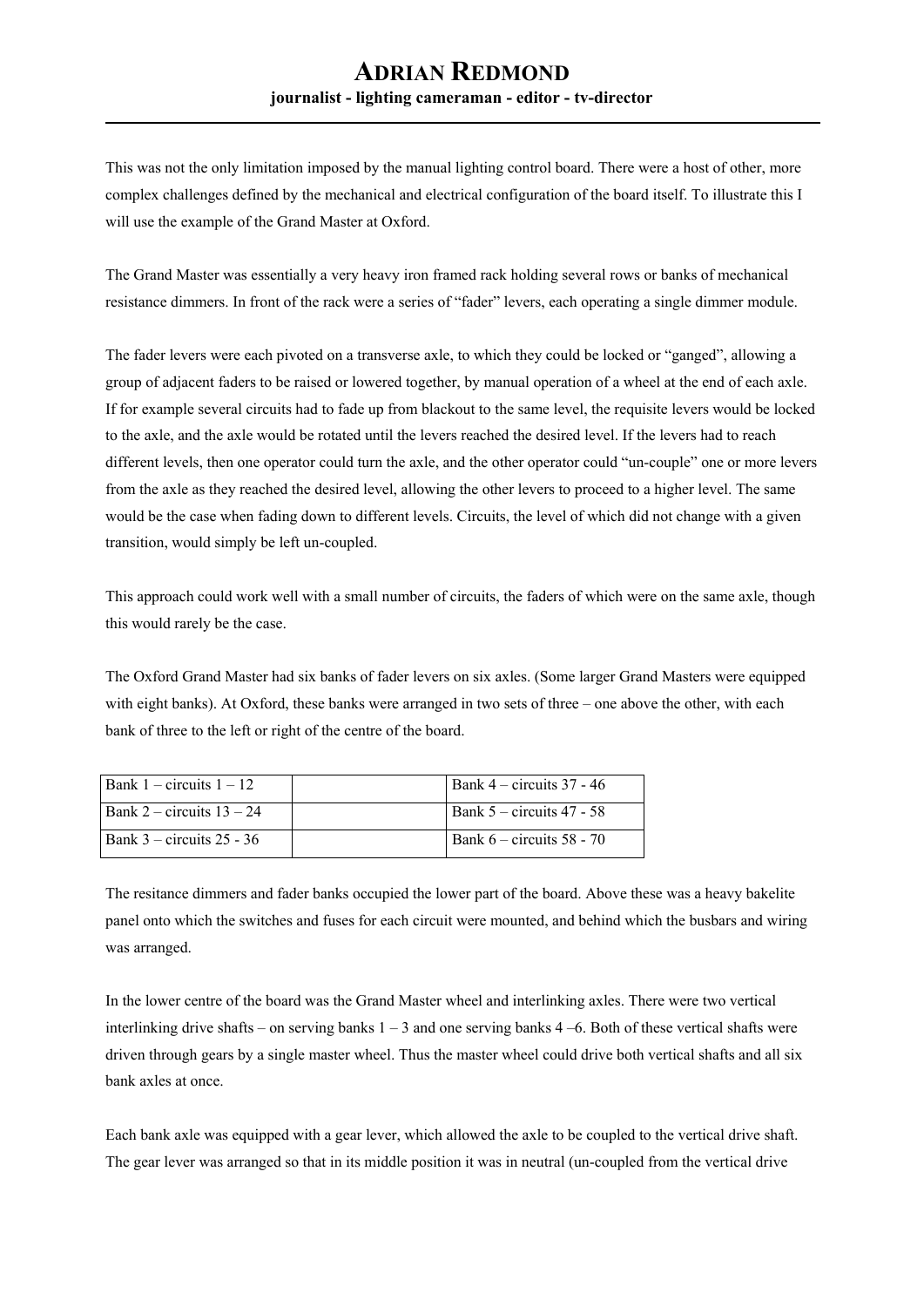This was not the only limitation imposed by the manual lighting control board. There were a host of other, more complex challenges defined by the mechanical and electrical configuration of the board itself. To illustrate this I will use the example of the Grand Master at Oxford.

The Grand Master was essentially a very heavy iron framed rack holding several rows or banks of mechanical resistance dimmers. In front of the rack were a series of "fader" levers, each operating a single dimmer module.

The fader levers were each pivoted on a transverse axle, to which they could be locked or "ganged", allowing a group of adjacent faders to be raised or lowered together, by manual operation of a wheel at the end of each axle. If for example several circuits had to fade up from blackout to the same level, the requisite levers would be locked to the axle, and the axle would be rotated until the levers reached the desired level. If the levers had to reach different levels, then one operator could turn the axle, and the other operator could "un-couple" one or more levers from the axle as they reached the desired level, allowing the other levers to proceed to a higher level. The same would be the case when fading down to different levels. Circuits, the level of which did not change with a given transition, would simply be left un-coupled.

This approach could work well with a small number of circuits, the faders of which were on the same axle, though this would rarely be the case.

The Oxford Grand Master had six banks of fader levers on six axles. (Some larger Grand Masters were equipped with eight banks). At Oxford, these banks were arranged in two sets of three – one above the other, with each bank of three to the left or right of the centre of the board.

| | | |
|---|---|---|
| Bank 1 – circuits 1 – 12 | | Bank 4 – circuits 37 - 46 |
| Bank 2 – circuits 13 – 24 | | Bank 5 – circuits 47 - 58 |
| Bank 3 – circuits 25 - 36 | | Bank 6 – circuits 58 - 70 |

The resitance dimmers and fader banks occupied the lower part of the board. Above these was a heavy bakelite panel onto which the switches and fuses for each circuit were mounted, and behind which the busbars and wiring was arranged.

In the lower centre of the board was the Grand Master wheel and interlinking axles. There were two vertical interlinking drive shafts – on serving banks 1 – 3 and one serving banks 4 –6. Both of these vertical shafts were driven through gears by a single master wheel. Thus the master wheel could drive both vertical shafts and all six bank axles at once.

Each bank axle was equipped with a gear lever, which allowed the axle to be coupled to the vertical drive shaft. The gear lever was arranged so that in its middle position it was in neutral (un-coupled from the vertical drive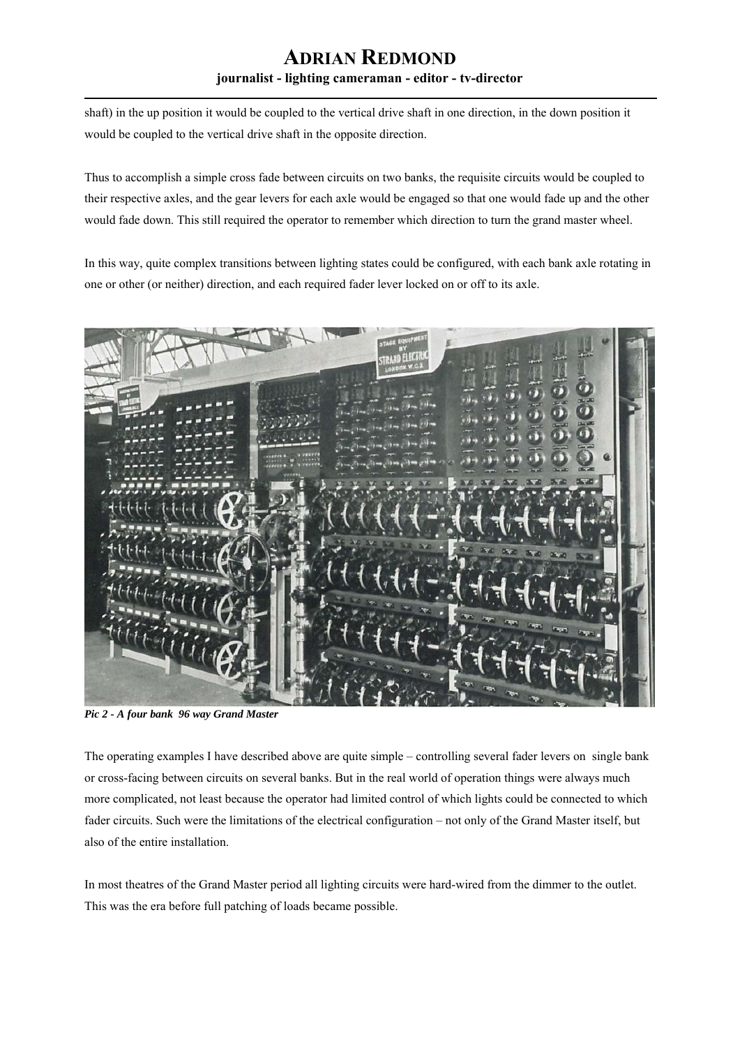shaft) in the up position it would be coupled to the vertical drive shaft in one direction, in the down position it would be coupled to the vertical drive shaft in the opposite direction.

Thus to accomplish a simple cross fade between circuits on two banks, the requisite circuits would be coupled to their respective axles, and the gear levers for each axle would be engaged so that one would fade up and the other would fade down. This still required the operator to remember which direction to turn the grand master wheel.

In this way, quite complex transitions between lighting states could be configured, with each bank axle rotating in one or other (or neither) direction, and each required fader lever locked on or off to its axle.

***Pic 2 - A four bank 96 way Grand Master***

The operating examples I have described above are quite simple – controlling several fader levers on single bank or cross-facing between circuits on several banks. But in the real world of operation things were always much more complicated, not least because the operator had limited control of which lights could be connected to which fader circuits. Such were the limitations of the electrical configuration – not only of the Grand Master itself, but also of the entire installation.

In most theatres of the Grand Master period all lighting circuits were hard-wired from the dimmer to the outlet. This was the era before full patching of loads became possible.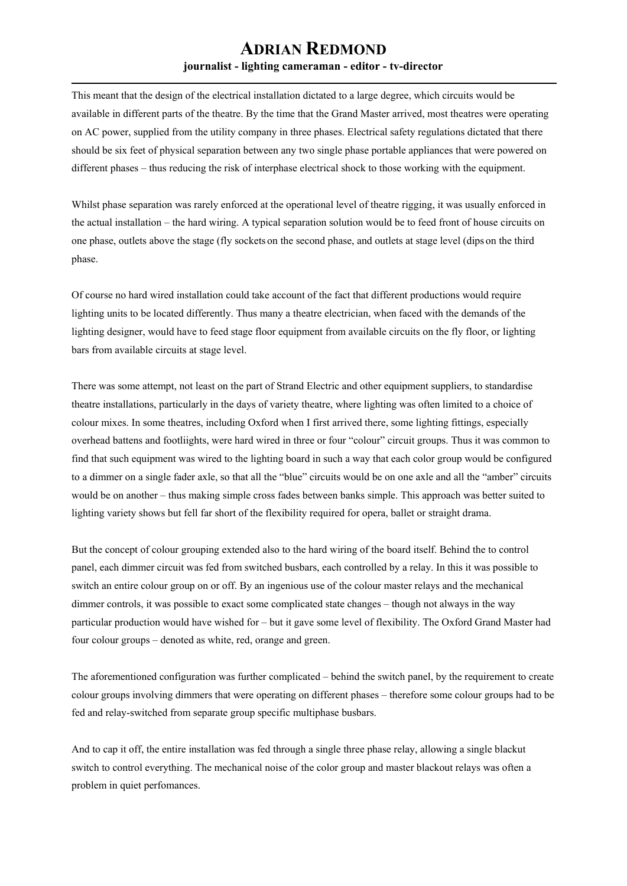This meant that the design of the electrical installation dictated to a large degree, which circuits would be available in different parts of the theatre. By the time that the Grand Master arrived, most theatres were operating on AC power, supplied from the utility company in three phases. Electrical safety regulations dictated that there should be six feet of physical separation between any two single phase portable appliances that were powered on different phases – thus reducing the risk of interphase electrical shock to those working with the equipment.

Whilst phase separation was rarely enforced at the operational level of theatre rigging, it was usually enforced in the actual installation – the hard wiring. A typical separation solution would be to feed front of house circuits on one phase, outlets above the stage (fly sockets on the second phase, and outlets at stage level (dips on the third phase.

Of course no hard wired installation could take account of the fact that different productions would require lighting units to be located differently. Thus many a theatre electrician, when faced with the demands of the lighting designer, would have to feed stage floor equipment from available circuits on the fly floor, or lighting bars from available circuits at stage level.

There was some attempt, not least on the part of Strand Electric and other equipment suppliers, to standardise theatre installations, particularly in the days of variety theatre, where lighting was often limited to a choice of colour mixes. In some theatres, including Oxford when I first arrived there, some lighting fittings, especially overhead battens and footliights, were hard wired in three or four "colour" circuit groups. Thus it was common to find that such equipment was wired to the lighting board in such a way that each color group would be configured to a dimmer on a single fader axle, so that all the "blue" circuits would be on one axle and all the "amber" circuits would be on another – thus making simple cross fades between banks simple. This approach was better suited to lighting variety shows but fell far short of the flexibility required for opera, ballet or straight drama.

But the concept of colour grouping extended also to the hard wiring of the board itself. Behind the to control panel, each dimmer circuit was fed from switched busbars, each controlled by a relay. In this it was possible to switch an entire colour group on or off. By an ingenious use of the colour master relays and the mechanical dimmer controls, it was possible to exact some complicated state changes – though not always in the way particular production would have wished for – but it gave some level of flexibility. The Oxford Grand Master had four colour groups – denoted as white, red, orange and green.

The aforementioned configuration was further complicated – behind the switch panel, by the requirement to create colour groups involving dimmers that were operating on different phases – therefore some colour groups had to be fed and relay-switched from separate group specific multiphase busbars.

And to cap it off, the entire installation was fed through a single three phase relay, allowing a single blackut switch to control everything. The mechanical noise of the color group and master blackout relays was often a problem in quiet perfomances.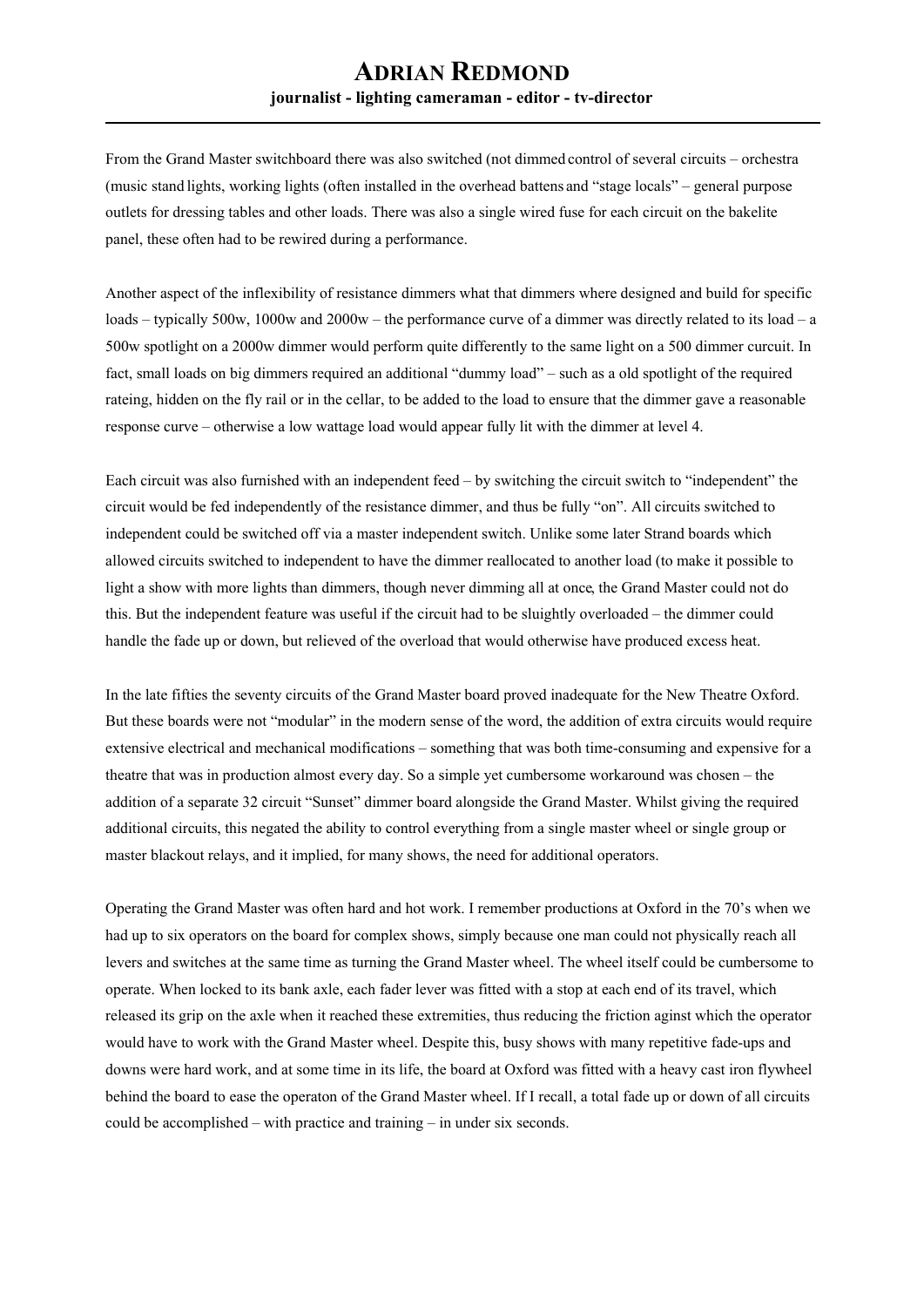From the Grand Master switchboard there was also switched (not dimmed control of several circuits – orchestra (music stand lights, working lights (often installed in the overhead battens and "stage locals" – general purpose outlets for dressing tables and other loads. There was also a single wired fuse for each circuit on the bakelite panel, these often had to be rewired during a performance.

Another aspect of the inflexibility of resistance dimmers what that dimmers where designed and build for specific loads – typically 500w, 1000w and 2000w – the performance curve of a dimmer was directly related to its load – a 500w spotlight on a 2000w dimmer would perform quite differently to the same light on a 500 dimmer curcuit. In fact, small loads on big dimmers required an additional "dummy load" – such as a old spotlight of the required rateing, hidden on the fly rail or in the cellar, to be added to the load to ensure that the dimmer gave a reasonable response curve – otherwise a low wattage load would appear fully lit with the dimmer at level 4.

Each circuit was also furnished with an independent feed – by switching the circuit switch to "independent" the circuit would be fed independently of the resistance dimmer, and thus be fully "on". All circuits switched to independent could be switched off via a master independent switch. Unlike some later Strand boards which allowed circuits switched to independent to have the dimmer reallocated to another load (to make it possible to light a show with more lights than dimmers, though never dimming all at once, the Grand Master could not do this. But the independent feature was useful if the circuit had to be sluightly overloaded – the dimmer could handle the fade up or down, but relieved of the overload that would otherwise have produced excess heat.

In the late fifties the seventy circuits of the Grand Master board proved inadequate for the New Theatre Oxford. But these boards were not "modular" in the modern sense of the word, the addition of extra circuits would require extensive electrical and mechanical modifications – something that was both time-consuming and expensive for a theatre that was in production almost every day. So a simple yet cumbersome workaround was chosen – the addition of a separate 32 circuit "Sunset" dimmer board alongside the Grand Master. Whilst giving the required additional circuits, this negated the ability to control everything from a single master wheel or single group or master blackout relays, and it implied, for many shows, the need for additional operators.

Operating the Grand Master was often hard and hot work. I remember productions at Oxford in the 70's when we had up to six operators on the board for complex shows, simply because one man could not physically reach all levers and switches at the same time as turning the Grand Master wheel. The wheel itself could be cumbersome to operate. When locked to its bank axle, each fader lever was fitted with a stop at each end of its travel, which released its grip on the axle when it reached these extremities, thus reducing the friction aginst which the operator would have to work with the Grand Master wheel. Despite this, busy shows with many repetitive fade-ups and downs were hard work, and at some time in its life, the board at Oxford was fitted with a heavy cast iron flywheel behind the board to ease the operaton of the Grand Master wheel. If I recall, a total fade up or down of all circuits could be accomplished – with practice and training – in under six seconds.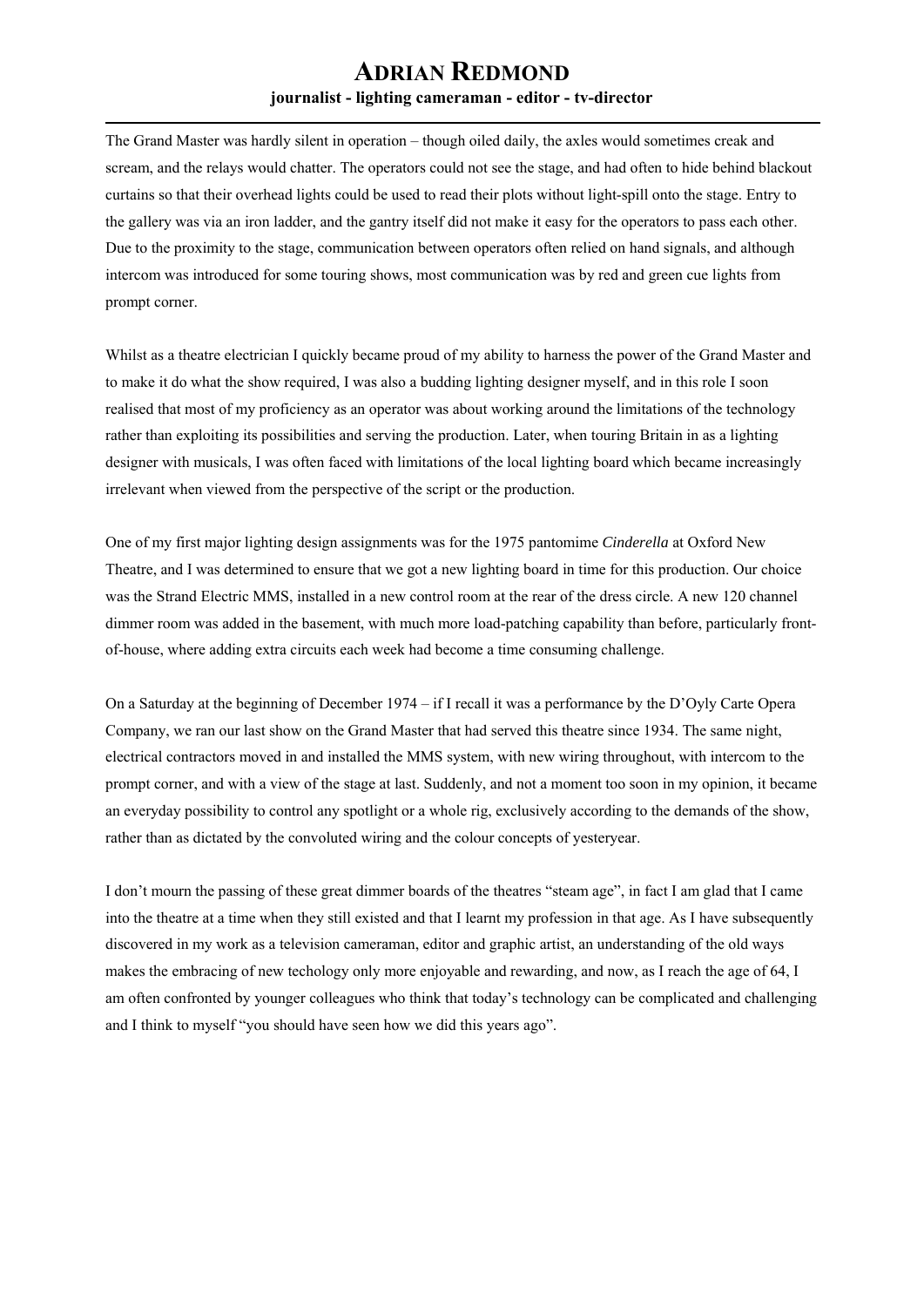The Grand Master was hardly silent in operation – though oiled daily, the axles would sometimes creak and scream, and the relays would chatter. The operators could not see the stage, and had often to hide behind blackout curtains so that their overhead lights could be used to read their plots without light-spill onto the stage. Entry to the gallery was via an iron ladder, and the gantry itself did not make it easy for the operators to pass each other. Due to the proximity to the stage, communication between operators often relied on hand signals, and although intercom was introduced for some touring shows, most communication was by red and green cue lights from prompt corner.

Whilst as a theatre electrician I quickly became proud of my ability to harness the power of the Grand Master and to make it do what the show required, I was also a budding lighting designer myself, and in this role I soon realised that most of my proficiency as an operator was about working around the limitations of the technology rather than exploiting its possibilities and serving the production. Later, when touring Britain in as a lighting designer with musicals, I was often faced with limitations of the local lighting board which became increasingly irrelevant when viewed from the perspective of the script or the production.

One of my first major lighting design assignments was for the 1975 pantomime *Cinderella* at Oxford New Theatre, and I was determined to ensure that we got a new lighting board in time for this production. Our choice was the Strand Electric MMS, installed in a new control room at the rear of the dress circle. A new 120 channel dimmer room was added in the basement, with much more load-patching capability than before, particularly front-of-house, where adding extra circuits each week had become a time consuming challenge.

On a Saturday at the beginning of December 1974 – if I recall it was a performance by the D'Oyly Carte Opera Company, we ran our last show on the Grand Master that had served this theatre since 1934. The same night, electrical contractors moved in and installed the MMS system, with new wiring throughout, with intercom to the prompt corner, and with a view of the stage at last. Suddenly, and not a moment too soon in my opinion, it became an everyday possibility to control any spotlight or a whole rig, exclusively according to the demands of the show, rather than as dictated by the convoluted wiring and the colour concepts of yesteryear.

I don't mourn the passing of these great dimmer boards of the theatres "steam age", in fact I am glad that I came into the theatre at a time when they still existed and that I learnt my profession in that age. As I have subsequently discovered in my work as a television cameraman, editor and graphic artist, an understanding of the old ways makes the embracing of new techology only more enjoyable and rewarding, and now, as I reach the age of 64, I am often confronted by younger colleagues who think that today's technology can be complicated and challenging and I think to myself "you should have seen how we did this years ago".